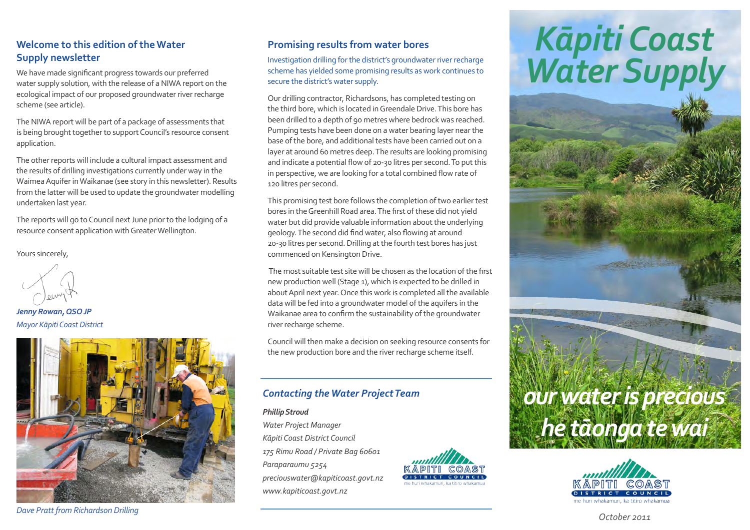# Kāpiti Coast Water Supply

*our water is precious*
*he tāonga te wai*

KĀPITI COAST DISTRICT COUNCIL
me huri whakamuri, ka titiro whakamua

*October 2011*

## Welcome to this edition of the Water Supply newsletter

We have made significant progress towards our preferred water supply solution, with the release of a NIWA report on the ecological impact of our proposed groundwater river recharge scheme (see article).

The NIWA report will be part of a package of assessments that is being brought together to support Council's resource consent application.

The other reports will include a cultural impact assessment and the results of drilling investigations currently under way in the Waimea Aquifer in Waikanae (see story in this newsletter). Results from the latter will be used to update the groundwater modelling undertaken last year.

The reports will go to Council next June prior to the lodging of a resource consent application with Greater Wellington.

Yours sincerely,

***Jenny Rowan, QSO JP***
*Mayor Kāpiti Coast District*

*Dave Pratt from Richardson Drilling*

## Promising results from water bores

Investigation drilling for the district's groundwater river recharge scheme has yielded some promising results as work continues to secure the district's water supply.

Our drilling contractor, Richardsons, has completed testing on the third bore, which is located in Greendale Drive. This bore has been drilled to a depth of 90 metres where bedrock was reached. Pumping tests have been done on a water bearing layer near the base of the bore, and additional tests have been carried out on a layer at around 60 metres deep. The results are looking promising and indicate a potential flow of 20-30 litres per second. To put this in perspective, we are looking for a total combined flow rate of 120 litres per second.

This promising test bore follows the completion of two earlier test bores in the Greenhill Road area. The first of these did not yield water but did provide valuable information about the underlying geology. The second did find water, also flowing at around 20-30 litres per second. Drilling at the fourth test bores has just commenced on Kensington Drive.

The most suitable test site will be chosen as the location of the first new production well (Stage 1), which is expected to be drilled in about April next year. Once this work is completed all the available data will be fed into a groundwater model of the aquifers in the Waikanae area to confirm the sustainability of the groundwater river recharge scheme.

Council will then make a decision on seeking resource consents for the new production bore and the river recharge scheme itself.

## *Contacting the Water Project Team*

***Phillip Stroud***
*Water Project Manager*
*Kāpiti Coast District Council*
*175 Rimu Road / Private Bag 60601*
*Paraparaumu 5254*
*preciouswater@kapiticoast.govt.nz*
*www.kapiticoast.govt.nz*

KĀPITI COAST DISTRICT COUNCIL
me huri whakamuri, ka titiro whakamua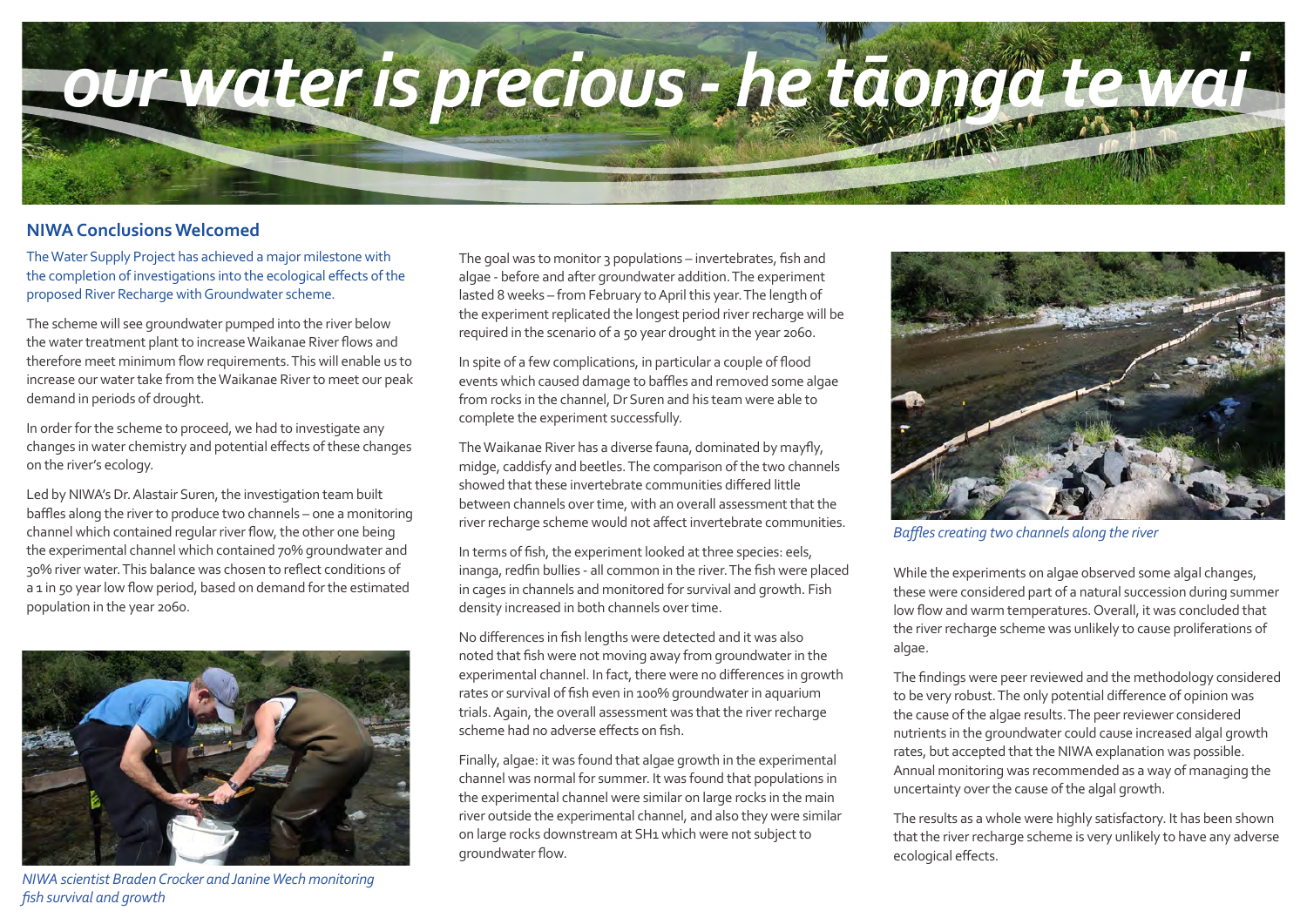# our water is precious - he tāonga te wai

## NIWA Conclusions Welcomed

The Water Supply Project has achieved a major milestone with the completion of investigations into the ecological effects of the proposed River Recharge with Groundwater scheme.

The scheme will see groundwater pumped into the river below the water treatment plant to increase Waikanae River flows and therefore meet minimum flow requirements. This will enable us to increase our water take from the Waikanae River to meet our peak demand in periods of drought.

In order for the scheme to proceed, we had to investigate any changes in water chemistry and potential effects of these changes on the river's ecology.

Led by NIWA's Dr. Alastair Suren, the investigation team built baffles along the river to produce two channels – one a monitoring channel which contained regular river flow, the other one being the experimental channel which contained 70% groundwater and 30% river water. This balance was chosen to reflect conditions of a 1 in 50 year low flow period, based on demand for the estimated population in the year 2060.

*NIWA scientist Braden Crocker and Janine Wech monitoring fish survival and growth*

The goal was to monitor 3 populations – invertebrates, fish and algae - before and after groundwater addition. The experiment lasted 8 weeks – from February to April this year. The length of the experiment replicated the longest period river recharge will be required in the scenario of a 50 year drought in the year 2060.

In spite of a few complications, in particular a couple of flood events which caused damage to baffles and removed some algae from rocks in the channel, Dr Suren and his team were able to complete the experiment successfully.

The Waikanae River has a diverse fauna, dominated by mayfly, midge, caddisfy and beetles. The comparison of the two channels showed that these invertebrate communities differed little between channels over time, with an overall assessment that the river recharge scheme would not affect invertebrate communities.

In terms of fish, the experiment looked at three species: eels, inanga, redfin bullies - all common in the river. The fish were placed in cages in channels and monitored for survival and growth. Fish density increased in both channels over time.

No differences in fish lengths were detected and it was also noted that fish were not moving away from groundwater in the experimental channel. In fact, there were no differences in growth rates or survival of fish even in 100% groundwater in aquarium trials. Again, the overall assessment was that the river recharge scheme had no adverse effects on fish.

Finally, algae: it was found that algae growth in the experimental channel was normal for summer. It was found that populations in the experimental channel were similar on large rocks in the main river outside the experimental channel, and also they were similar on large rocks downstream at SH1 which were not subject to groundwater flow.

*Baffles creating two channels along the river*

While the experiments on algae observed some algal changes, these were considered part of a natural succession during summer low flow and warm temperatures. Overall, it was concluded that the river recharge scheme was unlikely to cause proliferations of algae.

The findings were peer reviewed and the methodology considered to be very robust. The only potential difference of opinion was the cause of the algae results. The peer reviewer considered nutrients in the groundwater could cause increased algal growth rates, but accepted that the NIWA explanation was possible. Annual monitoring was recommended as a way of managing the uncertainty over the cause of the algal growth.

The results as a whole were highly satisfactory. It has been shown that the river recharge scheme is very unlikely to have any adverse ecological effects.